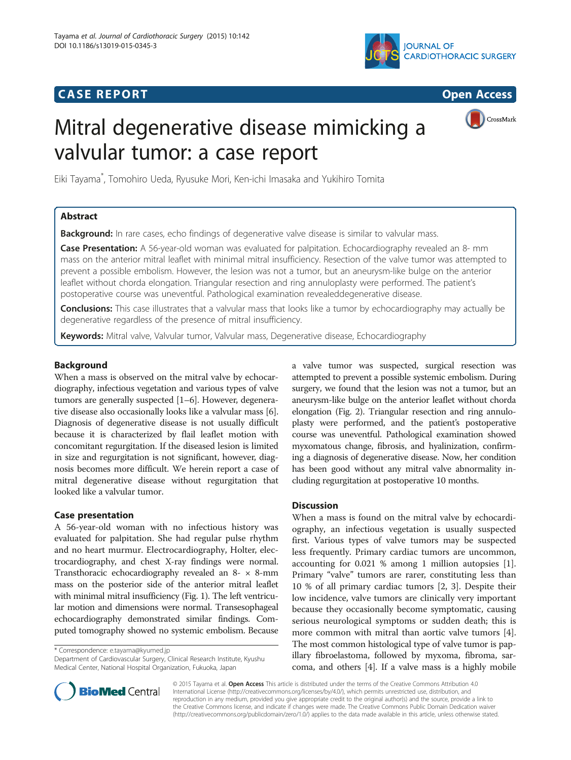CASE REPORT

Open Access

# Mitral degenerative disease mimicking a valvular tumor: a case report

Eiki Tayama*, Tomohiro Ueda, Ryusuke Mori, Ken-ichi Imasaka and Yukihiro Tomita

## Abstract

**Background:** In rare cases, echo findings of degenerative valve disease is similar to valvular mass.

**Case Presentation:** A 56-year-old woman was evaluated for palpitation. Echocardiography revealed an 8- mm mass on the anterior mitral leaflet with minimal mitral insufficiency. Resection of the valve tumor was attempted to prevent a possible embolism. However, the lesion was not a tumor, but an aneurysm-like bulge on the anterior leaflet without chorda elongation. Triangular resection and ring annuloplasty were performed. The patient's postoperative course was uneventful. Pathological examination revealeddegenerative disease.

**Conclusions:** This case illustrates that a valvular mass that looks like a tumor by echocardiography may actually be degenerative regardless of the presence of mitral insufficiency.

**Keywords:** Mitral valve, Valvular tumor, Valvular mass, Degenerative disease, Echocardiography

## Background

When a mass is observed on the mitral valve by echocardiography, infectious vegetation and various types of valve tumors are generally suspected [1–6]. However, degenerative disease also occasionally looks like a valvular mass [6]. Diagnosis of degenerative disease is not usually difficult because it is characterized by flail leaflet motion with concomitant regurgitation. If the diseased lesion is limited in size and regurgitation is not significant, however, diagnosis becomes more difficult. We herein report a case of mitral degenerative disease without regurgitation that looked like a valvular tumor.

## Case presentation

A 56-year-old woman with no infectious history was evaluated for palpitation. She had regular pulse rhythm and no heart murmur. Electrocardiography, Holter, electrocardiography, and chest X-ray findings were normal. Transthoracic echocardiography revealed an 8- × 8-mm mass on the posterior side of the anterior mitral leaflet with minimal mitral insufficiency (Fig. 1). The left ventricular motion and dimensions were normal. Transesophageal echocardiography demonstrated similar findings. Computed tomography showed no systemic embolism. Because a valve tumor was suspected, surgical resection was attempted to prevent a possible systemic embolism. During surgery, we found that the lesion was not a tumor, but an aneurysm-like bulge on the anterior leaflet without chorda elongation (Fig. 2). Triangular resection and ring annuloplasty were performed, and the patient's postoperative course was uneventful. Pathological examination showed myxomatous change, fibrosis, and hyalinization, confirming a diagnosis of degenerative disease. Now, her condition has been good without any mitral valve abnormality including regurgitation at postoperative 10 months.

## Discussion

When a mass is found on the mitral valve by echocardiography, an infectious vegetation is usually suspected first. Various types of valve tumors may be suspected less frequently. Primary cardiac tumors are uncommon, accounting for 0.021 % among 1 million autopsies [1]. Primary "valve" tumors are rarer, constituting less than 10 % of all primary cardiac tumors [2, 3]. Despite their low incidence, valve tumors are clinically very important because they occasionally become symptomatic, causing serious neurological symptoms or sudden death; this is more common with mitral than aortic valve tumors [4]. The most common histological type of valve tumor is papillary fibroelastoma, followed by myxoma, fibroma, sarcoma, and others [4]. If a valve mass is a highly mobile

* Correspondence: e.tayama@kyumed.jp
Department of Cardiovascular Surgery, Clinical Research Institute, Kyushu Medical Center, National Hospital Organization, Fukuoka, Japan

© 2015 Tayama et al. **Open Access** This article is distributed under the terms of the Creative Commons Attribution 4.0 International License (http://creativecommons.org/licenses/by/4.0/), which permits unrestricted use, distribution, and reproduction in any medium, provided you give appropriate credit to the original author(s) and the source, provide a link to the Creative Commons license, and indicate if changes were made. The Creative Commons Public Domain Dedication waiver (http://creativecommons.org/publicdomain/zero/1.0/) applies to the data made available in this article, unless otherwise stated.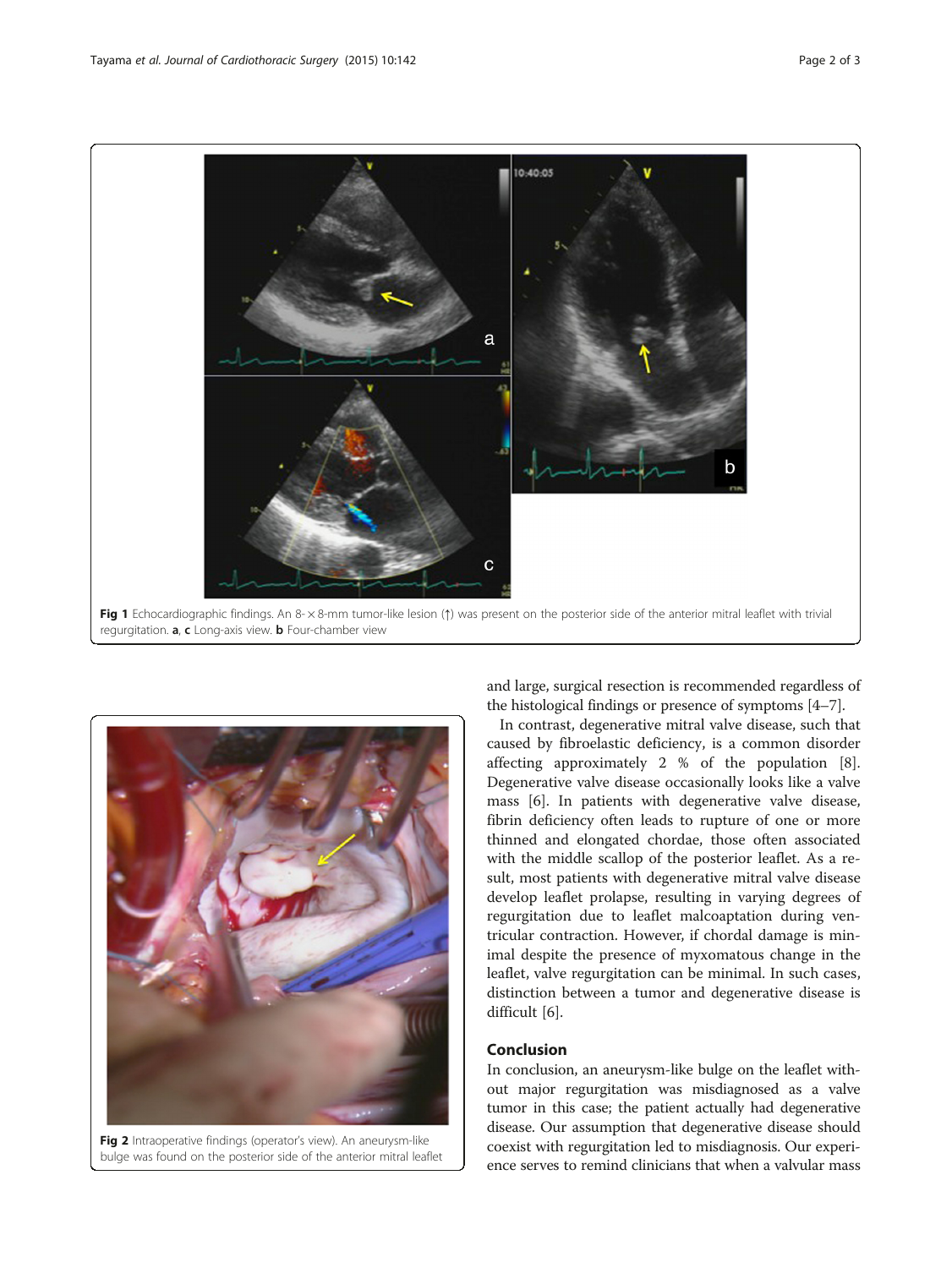**Fig 1** Echocardiographic findings. An 8- × 8-mm tumor-like lesion (↑) was present on the posterior side of the anterior mitral leaflet with trivial regurgitation. **a**, **c** Long-axis view. **b** Four-chamber view

**Fig 2** Intraoperative findings (operator's view). An aneurysm-like bulge was found on the posterior side of the anterior mitral leaflet

and large, surgical resection is recommended regardless of the histological findings or presence of symptoms [4–7].

In contrast, degenerative mitral valve disease, such that caused by fibroelastic deficiency, is a common disorder affecting approximately 2 % of the population [8]. Degenerative valve disease occasionally looks like a valve mass [6]. In patients with degenerative valve disease, fibrin deficiency often leads to rupture of one or more thinned and elongated chordae, those often associated with the middle scallop of the posterior leaflet. As a result, most patients with degenerative mitral valve disease develop leaflet prolapse, resulting in varying degrees of regurgitation due to leaflet malcoaptation during ventricular contraction. However, if chordal damage is minimal despite the presence of myxomatous change in the leaflet, valve regurgitation can be minimal. In such cases, distinction between a tumor and degenerative disease is difficult [6].

## Conclusion

In conclusion, an aneurysm-like bulge on the leaflet without major regurgitation was misdiagnosed as a valve tumor in this case; the patient actually had degenerative disease. Our assumption that degenerative disease should coexist with regurgitation led to misdiagnosis. Our experience serves to remind clinicians that when a valvular mass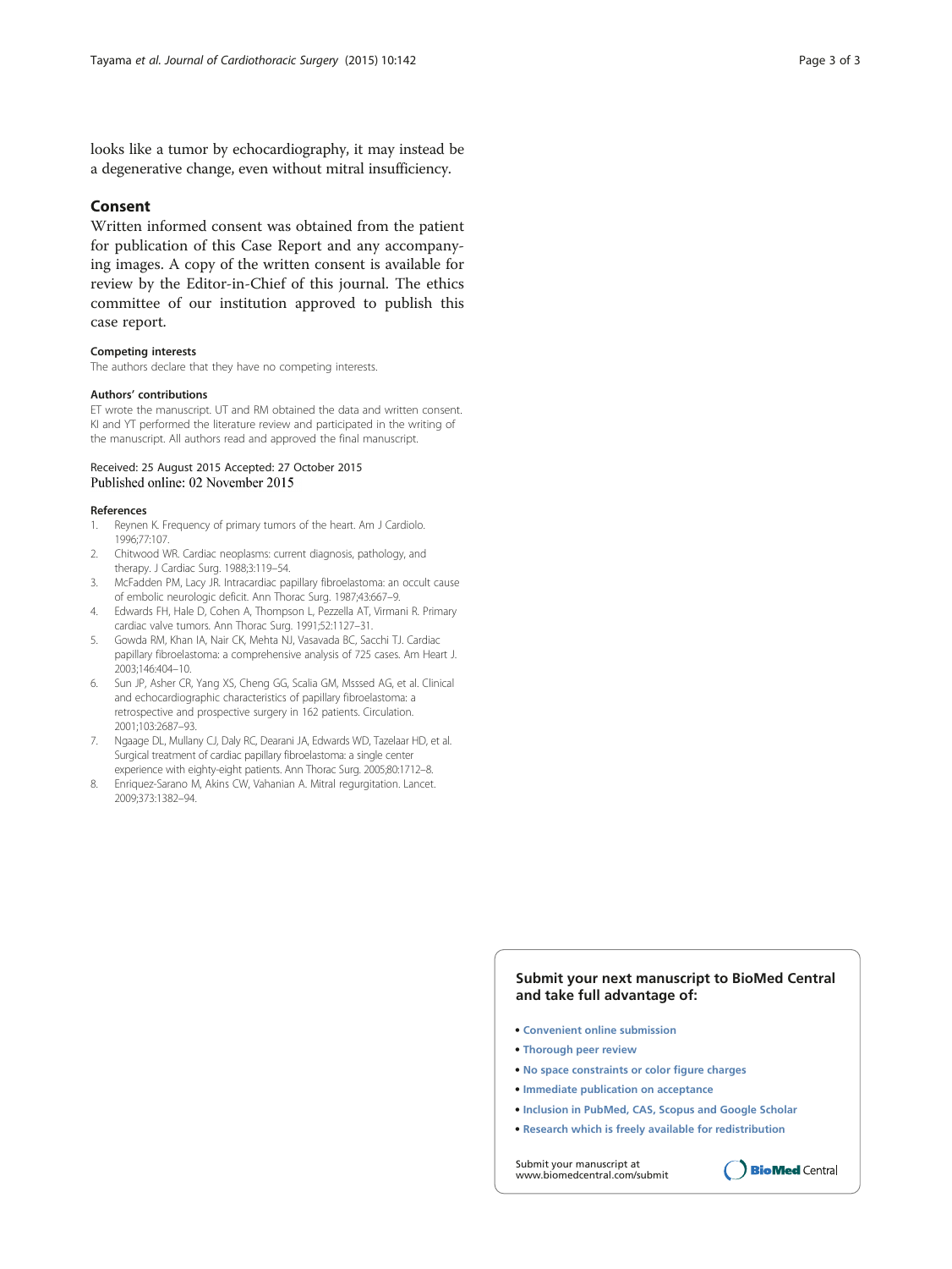looks like a tumor by echocardiography, it may instead be a degenerative change, even without mitral insufficiency.

## Consent

Written informed consent was obtained from the patient for publication of this Case Report and any accompanying images. A copy of the written consent is available for review by the Editor-in-Chief of this journal. The ethics committee of our institution approved to publish this case report.

### Competing interests

The authors declare that they have no competing interests.

### Authors' contributions

ET wrote the manuscript. UT and RM obtained the data and written consent. KI and YT performed the literature review and participated in the writing of the manuscript. All authors read and approved the final manuscript.

Received: 25 August 2015 Accepted: 27 October 2015
Published online: 02 November 2015

### References

1. Reynen K. Frequency of primary tumors of the heart. Am J Cardiolo. 1996;77:107.
2. Chitwood WR. Cardiac neoplasms: current diagnosis, pathology, and therapy. J Cardiac Surg. 1988;3:119–54.
3. McFadden PM, Lacy JR. Intracardiac papillary fibroelastoma: an occult cause of embolic neurologic deficit. Ann Thorac Surg. 1987;43:667–9.
4. Edwards FH, Hale D, Cohen A, Thompson L, Pezzella AT, Virmani R. Primary cardiac valve tumors. Ann Thorac Surg. 1991;52:1127–31.
5. Gowda RM, Khan IA, Nair CK, Mehta NJ, Vasavada BC, Sacchi TJ. Cardiac papillary fibroelastoma: a comprehensive analysis of 725 cases. Am Heart J. 2003;146:404–10.
6. Sun JP, Asher CR, Yang XS, Cheng GG, Scalia GM, Msssed AG, et al. Clinical and echocardiographic characteristics of papillary fibroelastoma: a retrospective and prospective surgery in 162 patients. Circulation. 2001;103:2687–93.
7. Ngaage DL, Mullany CJ, Daly RC, Dearani JA, Edwards WD, Tazelaar HD, et al. Surgical treatment of cardiac papillary fibroelastoma: a single center experience with eighty-eight patients. Ann Thorac Surg. 2005;80:1712–8.
8. Enriquez-Sarano M, Akins CW, Vahanian A. Mitral regurgitation. Lancet. 2009;373:1382–94.

**Submit your next manuscript to BioMed Central and take full advantage of:**

- **Convenient online submission**
- **Thorough peer review**
- **No space constraints or color figure charges**
- **Immediate publication on acceptance**
- **Inclusion in PubMed, CAS, Scopus and Google Scholar**
- **Research which is freely available for redistribution**

Submit your manuscript at
www.biomedcentral.com/submit

BioMed Central